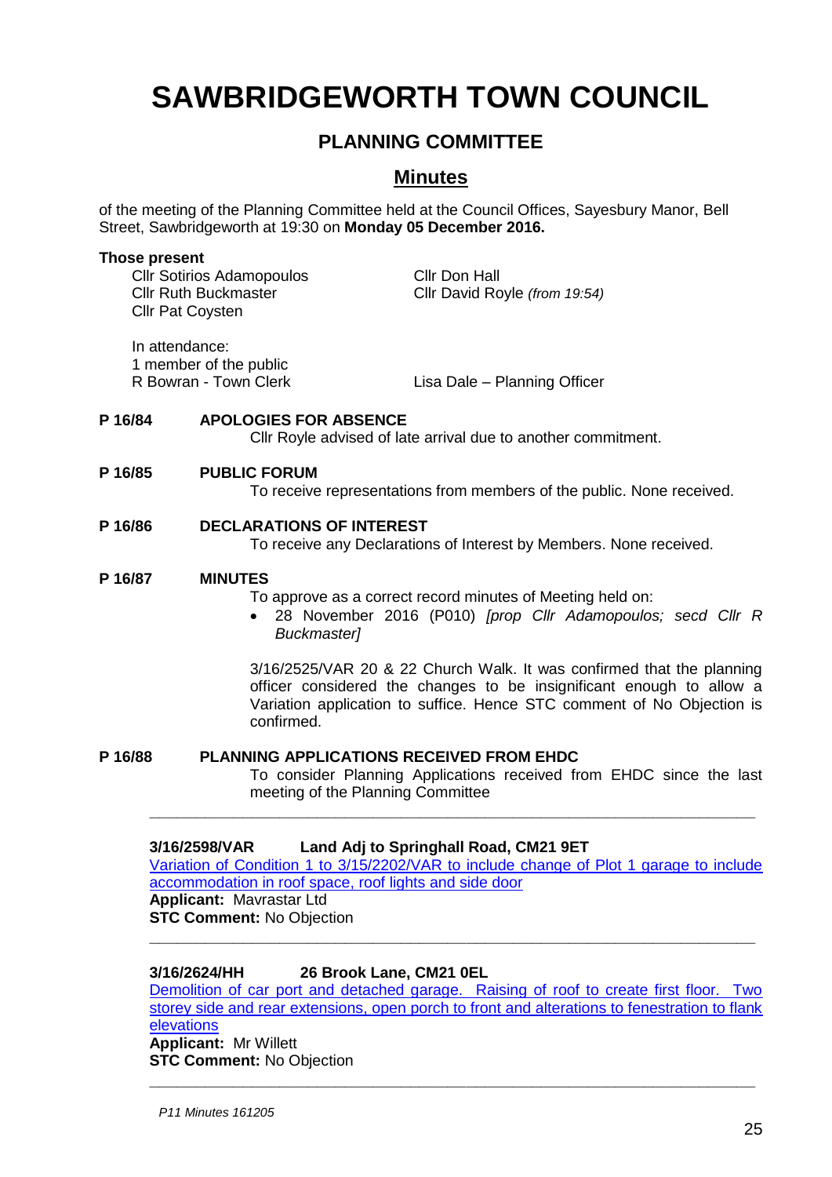# SAWBRIDGEWORTH TOWN COUNCIL

## PLANNING COMMITTEE

## Minutes

of the meeting of the Planning Committee held at the Council Offices, Sayesbury Manor, Bell Street, Sawbridgeworth at 19:30 on **Monday 05 December 2016.**

**Those present**

Cllr Sotirios Adamopoulos
Cllr Ruth Buckmaster
Cllr Pat Coysten
Cllr Don Hall
Cllr David Royle *(from 19:54)*

In attendance:
1 member of the public
R Bowran - Town Clerk
Lisa Dale – Planning Officer

**P 16/84 APOLOGIES FOR ABSENCE**

Cllr Royle advised of late arrival due to another commitment.

**P 16/85 PUBLIC FORUM**

To receive representations from members of the public. None received.

**P 16/86 DECLARATIONS OF INTEREST**

To receive any Declarations of Interest by Members. None received.

**P 16/87 MINUTES**

To approve as a correct record minutes of Meeting held on:

- 28 November 2016 (P010) *[prop Cllr Adamopoulos; secd Cllr R Buckmaster]*

3/16/2525/VAR 20 & 22 Church Walk. It was confirmed that the planning officer considered the changes to be insignificant enough to allow a Variation application to suffice. Hence STC comment of No Objection is confirmed.

**P 16/88 PLANNING APPLICATIONS RECEIVED FROM EHDC**

To consider Planning Applications received from EHDC since the last meeting of the Planning Committee

---

**3/16/2598/VAR Land Adj to Springhall Road, CM21 9ET**

Variation of Condition 1 to 3/15/2202/VAR to include change of Plot 1 garage to include accommodation in roof space, roof lights and side door

**Applicant:** Mavrastar Ltd

**STC Comment:** No Objection

---

**3/16/2624/HH 26 Brook Lane, CM21 0EL**

Demolition of car port and detached garage. Raising of roof to create first floor. Two storey side and rear extensions, open porch to front and alterations to fenestration to flank elevations

**Applicant:** Mr Willett

**STC Comment:** No Objection

---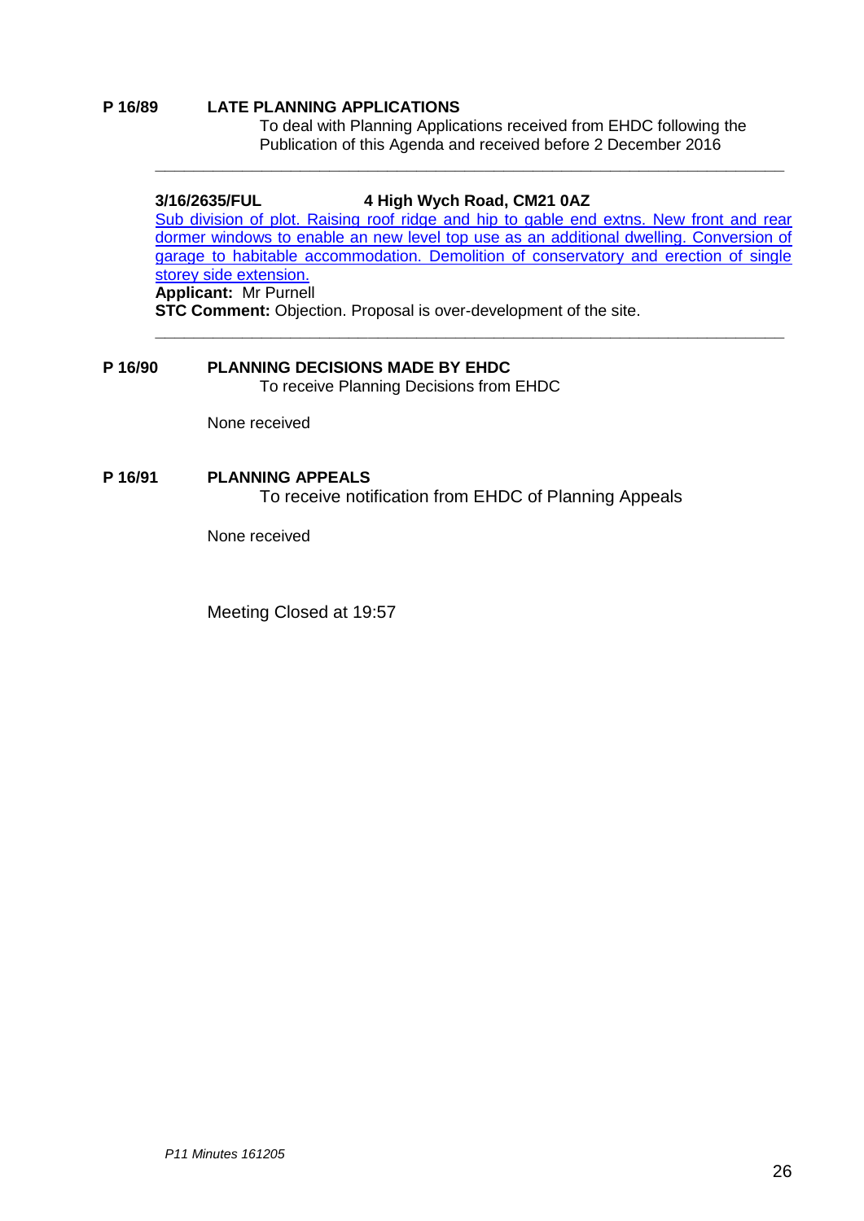**P 16/89 LATE PLANNING APPLICATIONS**

To deal with Planning Applications received from EHDC following the Publication of this Agenda and received before 2 December 2016

---

**3/16/2635/FUL 4 High Wych Road, CM21 0AZ**

Sub division of plot. Raising roof ridge and hip to gable end extns. New front and rear dormer windows to enable an new level top use as an additional dwelling. Conversion of garage to habitable accommodation. Demolition of conservatory and erection of single storey side extension.

**Applicant:** Mr Purnell

**STC Comment:** Objection. Proposal is over-development of the site.

---

**P 16/90 PLANNING DECISIONS MADE BY EHDC**

To receive Planning Decisions from EHDC

None received

**P 16/91 PLANNING APPEALS**

To receive notification from EHDC of Planning Appeals

None received

Meeting Closed at 19:57